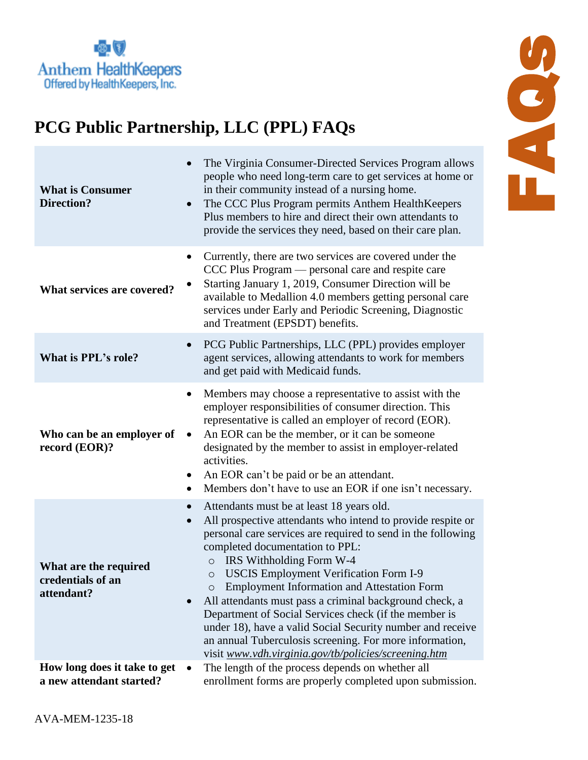Anthem HealthKeepers
Offered by HealthKeepers, Inc.

# PCG Public Partnership, LLC (PPL) FAQs

| | |
|---|---|
| **What is Consumer Direction?** | • The Virginia Consumer-Directed Services Program allows people who need long-term care to get services at home or in their community instead of a nursing home.<br>• The CCC Plus Program permits Anthem HealthKeepers Plus members to hire and direct their own attendants to provide the services they need, based on their care plan. |
| **What services are covered?** | • Currently, there are two services are covered under the CCC Plus Program — personal care and respite care<br>• Starting January 1, 2019, Consumer Direction will be available to Medallion 4.0 members getting personal care services under Early and Periodic Screening, Diagnostic and Treatment (EPSDT) benefits. |
| **What is PPL's role?** | • PCG Public Partnerships, LLC (PPL) provides employer agent services, allowing attendants to work for members and get paid with Medicaid funds. |
| **Who can be an employer of record (EOR)?** | • Members may choose a representative to assist with the employer responsibilities of consumer direction. This representative is called an employer of record (EOR).<br>• An EOR can be the member, or it can be someone designated by the member to assist in employer-related activities.<br>• An EOR can't be paid or be an attendant.<br>• Members don't have to use an EOR if one isn't necessary. |
| **What are the required credentials of an attendant?** | • Attendants must be at least 18 years old.<br>• All prospective attendants who intend to provide respite or personal care services are required to send in the following completed documentation to PPL:<br>  ○ IRS Withholding Form W-4<br>  ○ USCIS Employment Verification Form I-9<br>  ○ Employment Information and Attestation Form<br>• All attendants must pass a criminal background check, a Department of Social Services check (if the member is under 18), have a valid Social Security number and receive an annual Tuberculosis screening. For more information, visit *www.vdh.virginia.gov/tb/policies/screening.htm* |
| **How long does it take to get a new attendant started?** | • The length of the process depends on whether all enrollment forms are properly completed upon submission. |

AVA-MEM-1235-18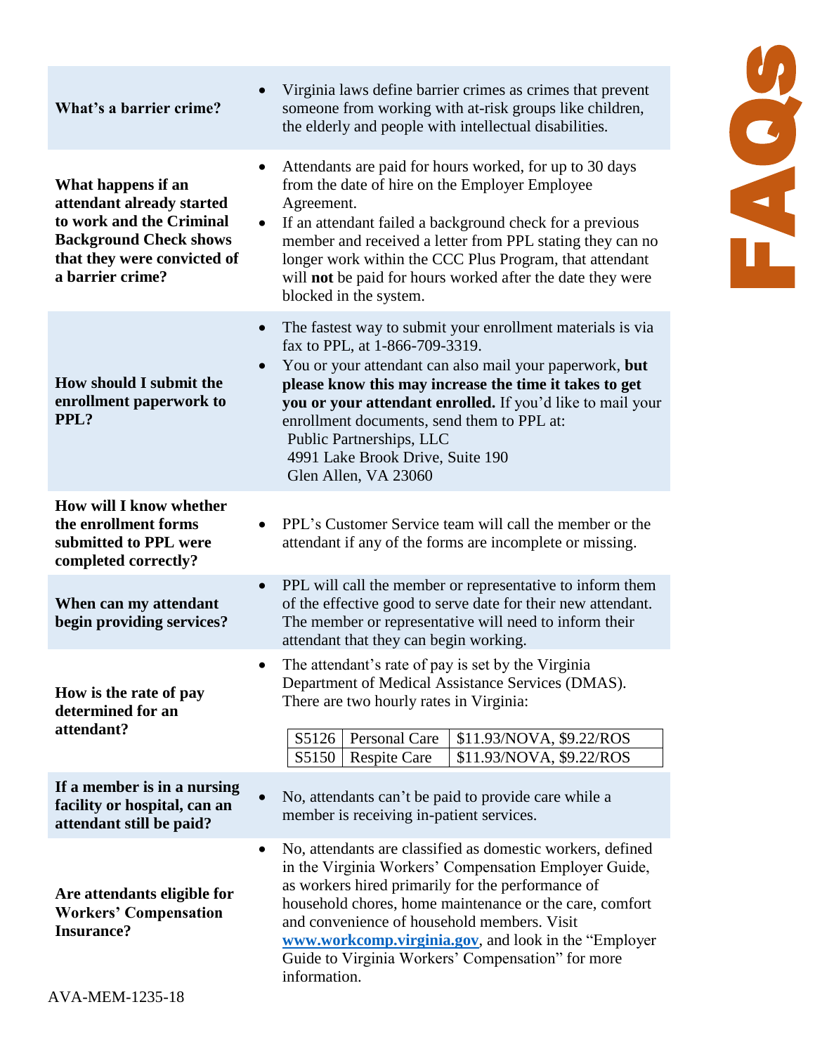# FAQs

| | |
|---|---|
| **What's a barrier crime?** | • Virginia laws define barrier crimes as crimes that prevent someone from working with at-risk groups like children, the elderly and people with intellectual disabilities. |
| **What happens if an attendant already started to work and the Criminal Background Check shows that they were convicted of a barrier crime?** | • Attendants are paid for hours worked, for up to 30 days from the date of hire on the Employer Employee Agreement.<br>• If an attendant failed a background check for a previous member and received a letter from PPL stating they can no longer work within the CCC Plus Program, that attendant will **not** be paid for hours worked after the date they were blocked in the system. |
| **How should I submit the enrollment paperwork to PPL?** | • The fastest way to submit your enrollment materials is via fax to PPL, at 1-866-709-3319.<br>• You or your attendant can also mail your paperwork, **but please know this may increase the time it takes to get you or your attendant enrolled.** If you'd like to mail your enrollment documents, send them to PPL at:<br>Public Partnerships, LLC<br>4991 Lake Brook Drive, Suite 190<br>Glen Allen, VA 23060 |
| **How will I know whether the enrollment forms submitted to PPL were completed correctly?** | • PPL's Customer Service team will call the member or the attendant if any of the forms are incomplete or missing. |
| **When can my attendant begin providing services?** | • PPL will call the member or representative to inform them of the effective good to serve date for their new attendant. The member or representative will need to inform their attendant that they can begin working. |
| **How is the rate of pay determined for an attendant?** | • The attendant's rate of pay is set by the Virginia Department of Medical Assistance Services (DMAS). There are two hourly rates in Virginia:<br>S5126 — Personal Care — \$11.93/NOVA, \$9.22/ROS<br>S5150 — Respite Care — \$11.93/NOVA, \$9.22/ROS |
| **If a member is in a nursing facility or hospital, can an attendant still be paid?** | • No, attendants can't be paid to provide care while a member is receiving in-patient services. |
| **Are attendants eligible for Workers' Compensation Insurance?** | • No, attendants are classified as domestic workers, defined in the Virginia Workers' Compensation Employer Guide, as workers hired primarily for the performance of household chores, home maintenance or the care, comfort and convenience of household members. Visit [www.workcomp.virginia.gov](http://www.workcomp.virginia.gov), and look in the "Employer Guide to Virginia Workers' Compensation" for more information. |

AVA-MEM-1235-18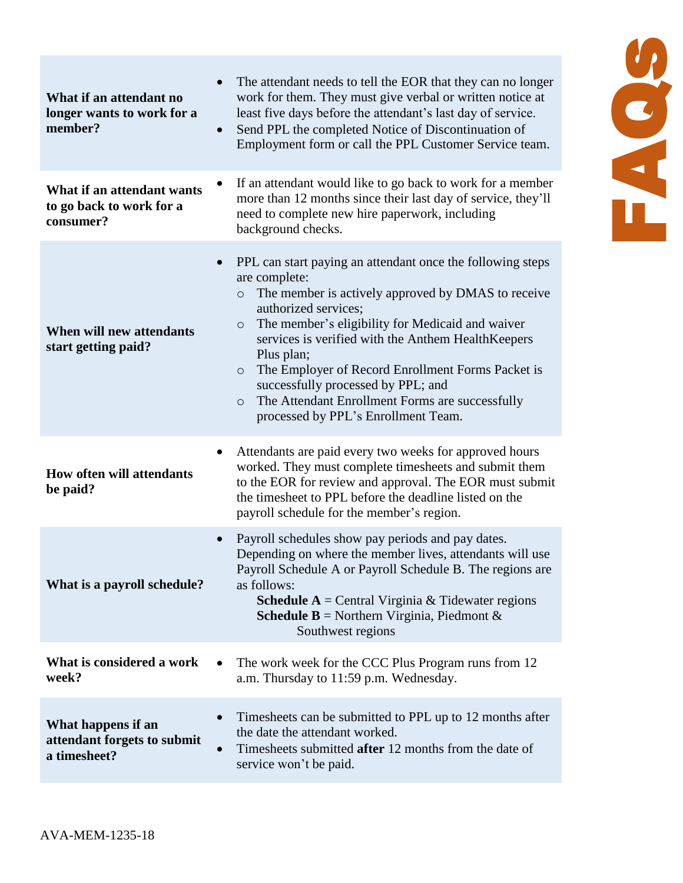# FAQs

| Question | Answer |
| --- | --- |
| **What if an attendant no longer wants to work for a member?** | • The attendant needs to tell the EOR that they can no longer work for them. They must give verbal or written notice at least five days before the attendant's last day of service.<br>• Send PPL the completed Notice of Discontinuation of Employment form or call the PPL Customer Service team. |
| **What if an attendant wants to go back to work for a consumer?** | • If an attendant would like to go back to work for a member more than 12 months since their last day of service, they'll need to complete new hire paperwork, including background checks. |
| **When will new attendants start getting paid?** | • PPL can start paying an attendant once the following steps are complete:<br>○ The member is actively approved by DMAS to receive authorized services;<br>○ The member's eligibility for Medicaid and waiver services is verified with the Anthem HealthKeepers Plus plan;<br>○ The Employer of Record Enrollment Forms Packet is successfully processed by PPL; and<br>○ The Attendant Enrollment Forms are successfully processed by PPL's Enrollment Team. |
| **How often will attendants be paid?** | • Attendants are paid every two weeks for approved hours worked. They must complete timesheets and submit them to the EOR for review and approval. The EOR must submit the timesheet to PPL before the deadline listed on the payroll schedule for the member's region. |
| **What is a payroll schedule?** | • Payroll schedules show pay periods and pay dates. Depending on where the member lives, attendants will use Payroll Schedule A or Payroll Schedule B. The regions are as follows:<br>**Schedule A** = Central Virginia & Tidewater regions<br>**Schedule B** = Northern Virginia, Piedmont & Southwest regions |
| **What is considered a work week?** | • The work week for the CCC Plus Program runs from 12 a.m. Thursday to 11:59 p.m. Wednesday. |
| **What happens if an attendant forgets to submit a timesheet?** | • Timesheets can be submitted to PPL up to 12 months after the date the attendant worked.<br>• Timesheets submitted **after** 12 months from the date of service won't be paid. |

AVA-MEM-1235-18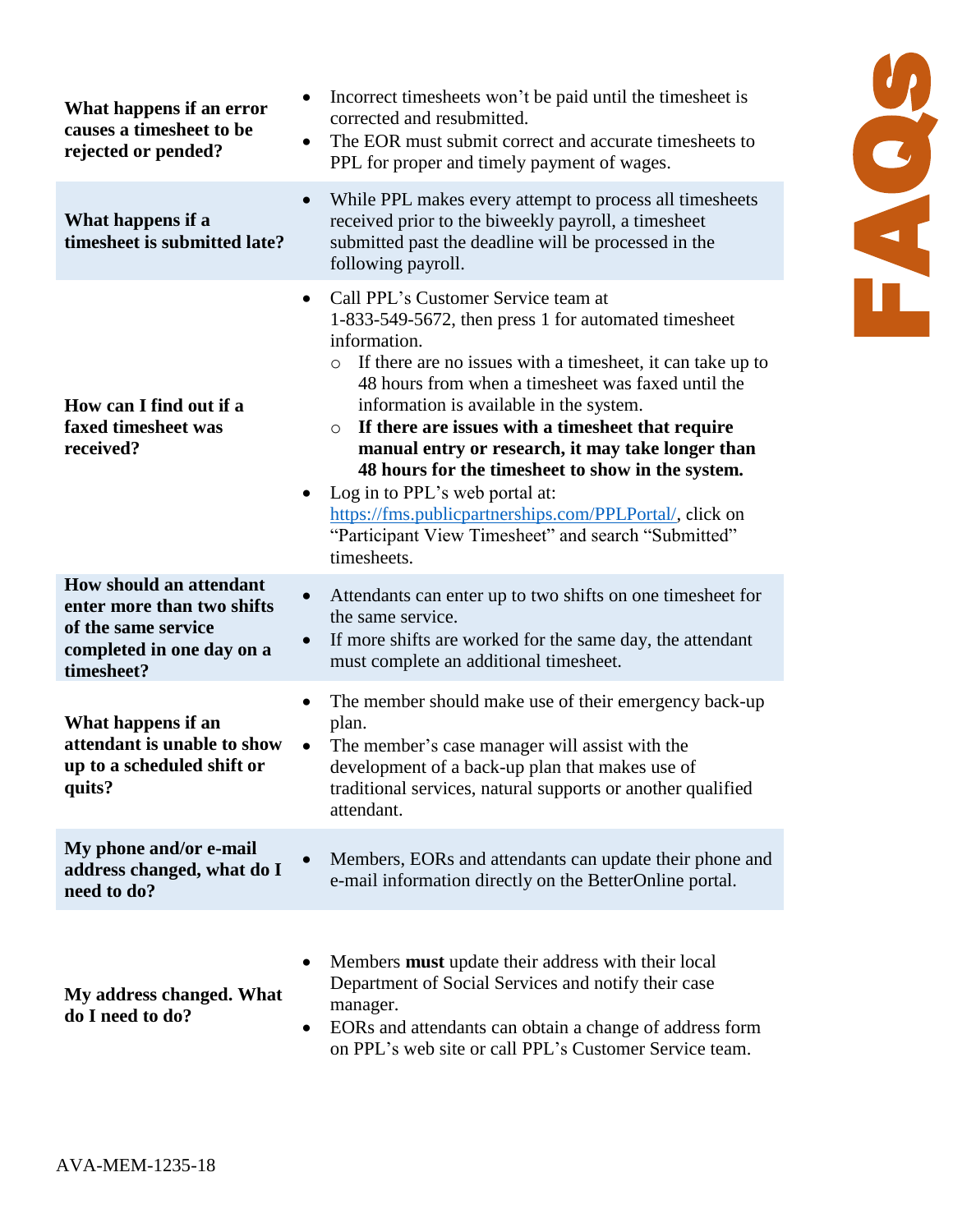**FAQs**

| | |
|---|---|
| **What happens if an error causes a timesheet to be rejected or pended?** | • Incorrect timesheets won't be paid until the timesheet is corrected and resubmitted.<br>• The EOR must submit correct and accurate timesheets to PPL for proper and timely payment of wages. |
| **What happens if a timesheet is submitted late?** | • While PPL makes every attempt to process all timesheets received prior to the biweekly payroll, a timesheet submitted past the deadline will be processed in the following payroll. |
| **How can I find out if a faxed timesheet was received?** | • Call PPL's Customer Service team at 1-833-549-5672, then press 1 for automated timesheet information.<br>&nbsp;&nbsp;&nbsp;&nbsp;○ If there are no issues with a timesheet, it can take up to 48 hours from when a timesheet was faxed until the information is available in the system.<br>&nbsp;&nbsp;&nbsp;&nbsp;○ **If there are issues with a timesheet that require manual entry or research, it may take longer than 48 hours for the timesheet to show in the system.**<br>• Log in to PPL's web portal at: [https://fms.publicpartnerships.com/PPLPortal/](https://fms.publicpartnerships.com/PPLPortal/), click on "Participant View Timesheet" and search "Submitted" timesheets. |
| **How should an attendant enter more than two shifts of the same service completed in one day on a timesheet?** | • Attendants can enter up to two shifts on one timesheet for the same service.<br>• If more shifts are worked for the same day, the attendant must complete an additional timesheet. |
| **What happens if an attendant is unable to show up to a scheduled shift or quits?** | • The member should make use of their emergency back-up plan.<br>• The member's case manager will assist with the development of a back-up plan that makes use of traditional services, natural supports or another qualified attendant. |
| **My phone and/or e-mail address changed, what do I need to do?** | • Members, EORs and attendants can update their phone and e-mail information directly on the BetterOnline portal. |
| **My address changed. What do I need to do?** | • Members **must** update their address with their local Department of Social Services and notify their case manager.<br>• EORs and attendants can obtain a change of address form on PPL's web site or call PPL's Customer Service team. |

AVA-MEM-1235-18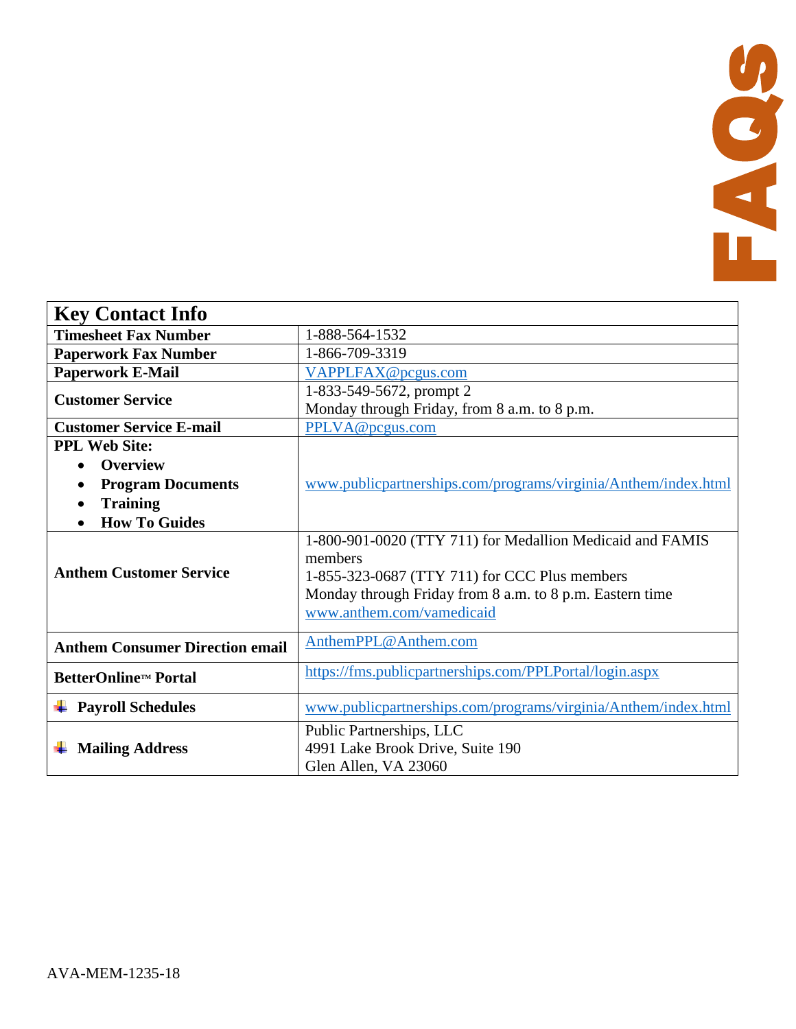# FAQs

| Key Contact Info | |
|---|---|
| **Timesheet Fax Number** | 1-888-564-1532 |
| **Paperwork Fax Number** | 1-866-709-3319 |
| **Paperwork E-Mail** | VAPPLFAX@pcgus.com |
| **Customer Service** | 1-833-549-5672, prompt 2<br>Monday through Friday, from 8 a.m. to 8 p.m. |
| **Customer Service E-mail** | PPLVA@pcgus.com |
| **PPL Web Site:**<br>• **Overview**<br>• **Program Documents**<br>• **Training**<br>• **How To Guides** | www.publicpartnerships.com/programs/virginia/Anthem/index.html |
| **Anthem Customer Service** | 1-800-901-0020 (TTY 711) for Medallion Medicaid and FAMIS members<br>1-855-323-0687 (TTY 711) for CCC Plus members<br>Monday through Friday from 8 a.m. to 8 p.m. Eastern time<br>www.anthem.com/vamedicaid |
| **Anthem Consumer Direction email** | AnthemPPL@Anthem.com |
| **BetterOnline™ Portal** | https://fms.publicpartnerships.com/PPLPortal/login.aspx |
| **Payroll Schedules** | www.publicpartnerships.com/programs/virginia/Anthem/index.html |
| **Mailing Address** | Public Partnerships, LLC<br>4991 Lake Brook Drive, Suite 190<br>Glen Allen, VA 23060 |

AVA-MEM-1235-18